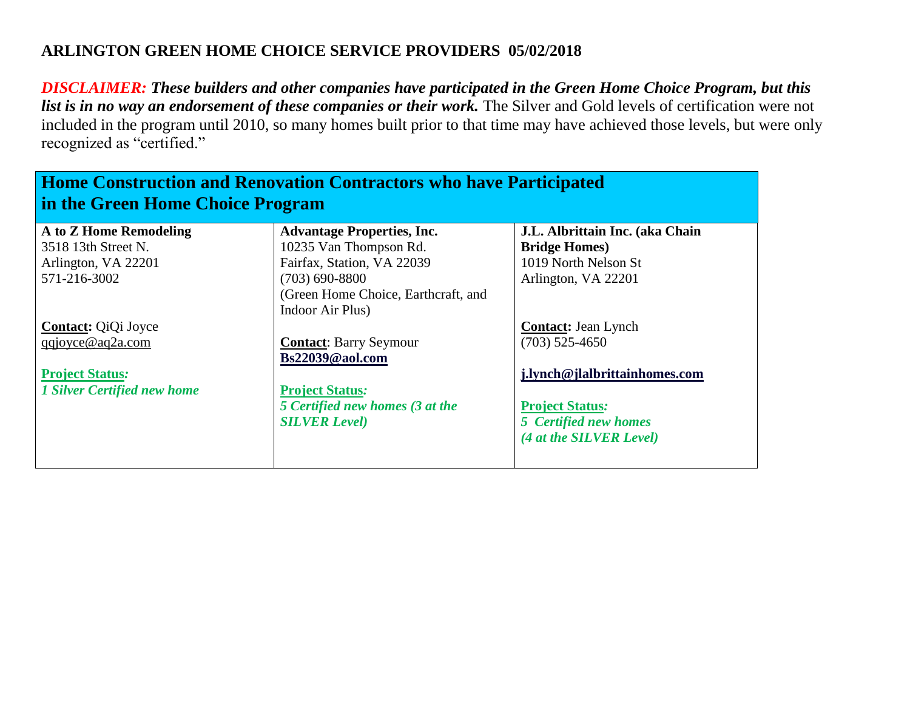# ARLINGTON GREEN HOME CHOICE SERVICE PROVIDERS 05/02/2018

***DISCLAIMER: These builders and other companies have participated in the Green Home Choice Program, but this list is in no way an endorsement of these companies or their work.*** The Silver and Gold levels of certification were not included in the program until 2010, so many homes built prior to that time may have achieved those levels, but were only recognized as "certified."

## Home Construction and Renovation Contractors who have Participated in the Green Home Choice Program

| | | |
|---|---|---|
| **A to Z Home Remodeling**<br>3518 13th Street N.<br>Arlington, VA 22201<br>571-216-3002<br><br>**Contact:** QiQi Joyce<br>qqjoyce@aq2a.com<br><br>**Project Status:**<br>***1 Silver Certified new home*** | **Advantage Properties, Inc.**<br>10235 Van Thompson Rd.<br>Fairfax, Station, VA 22039<br>(703) 690-8800<br>(Green Home Choice, Earthcraft, and Indoor Air Plus)<br><br>**Contact**: Barry Seymour<br>**Bs22039@aol.com**<br><br>**Project Status:**<br>***5 Certified new homes (3 at the SILVER Level)*** | **J.L. Albrittain Inc. (aka Chain Bridge Homes)**<br>1019 North Nelson St<br>Arlington, VA 22201<br><br>**Contact:** Jean Lynch<br>(703) 525-4650<br><br>**j.lynch@jlalbrittainhomes.com**<br><br>**Project Status:**<br>***5 Certified new homes (4 at the SILVER Level)*** |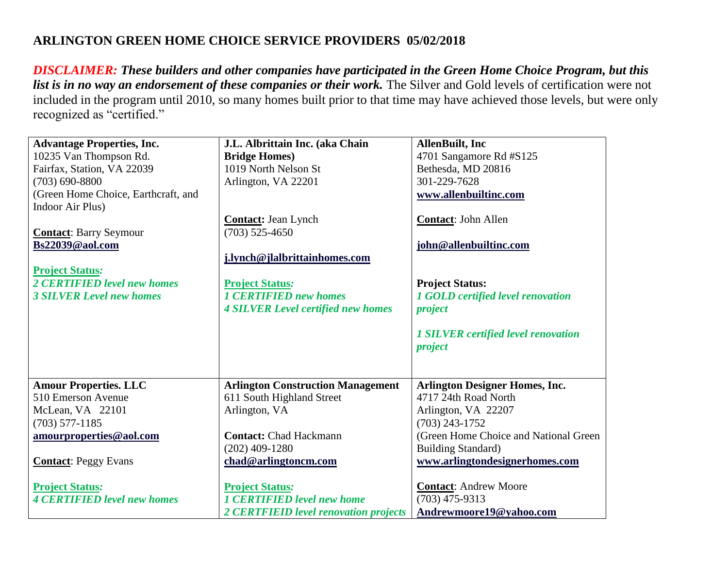## ARLINGTON GREEN HOME CHOICE SERVICE PROVIDERS 05/02/2018

***DISCLAIMER: These builders and other companies have participated in the Green Home Choice Program, but this list is in no way an endorsement of these companies or their work.*** The Silver and Gold levels of certification were not included in the program until 2010, so many homes built prior to that time may have achieved those levels, but were only recognized as "certified."

| | | |
|---|---|---|
| **Advantage Properties, Inc.**<br>10235 Van Thompson Rd.<br>Fairfax, Station, VA 22039<br>(703) 690-8800<br>(Green Home Choice, Earthcraft, and Indoor Air Plus)<br><br>**Contact**: Barry Seymour<br>**Bs22039@aol.com**<br><br>***Project Status:***<br>***2 CERTIFIED level new homes***<br>***3 SILVER Level new homes*** | **J.L. Albrittain Inc. (aka Chain Bridge Homes)**<br>1019 North Nelson St<br>Arlington, VA 22201<br><br>**Contact:** Jean Lynch<br>(703) 525-4650<br><br>**j.lynch@jlalbrittainhomes.com**<br><br>***Project Status:***<br>***1 CERTIFIED new homes***<br>***4 SILVER Level certified new homes*** | **AllenBuilt, Inc**<br>4701 Sangamore Rd #S125<br>Bethesda, MD 20816<br>301-229-7628<br>**www.allenbuiltinc.com**<br><br>**Contact**: John Allen<br><br>**john@allenbuiltinc.com**<br><br>**Project Status:**<br>***1 GOLD certified level renovation project***<br><br>***1 SILVER certified level renovation project*** |
| **Amour Properties. LLC**<br>510 Emerson Avenue<br>McLean, VA 22101<br>(703) 577-1185<br>**amourproperties@aol.com**<br><br>**Contact**: Peggy Evans<br><br>***Project Status:***<br>***4 CERTIFIED level new homes*** | **Arlington Construction Management**<br>611 South Highland Street<br>Arlington, VA<br><br>**Contact:** Chad Hackmann<br>(202) 409-1280<br>**chad@arlingtoncm.com**<br><br>***Project Status:***<br>***1 CERTIFIED level new home***<br>***2 CERTFIEID level renovation projects*** | **Arlington Designer Homes, Inc.**<br>4717 24th Road North<br>Arlington, VA 22207<br>(703) 243-1752<br>(Green Home Choice and National Green Building Standard)<br>**www.arlingtondesignerhomes.com**<br><br>**Contact**: Andrew Moore<br>(703) 475-9313<br>**Andrewmoore19@yahoo.com** |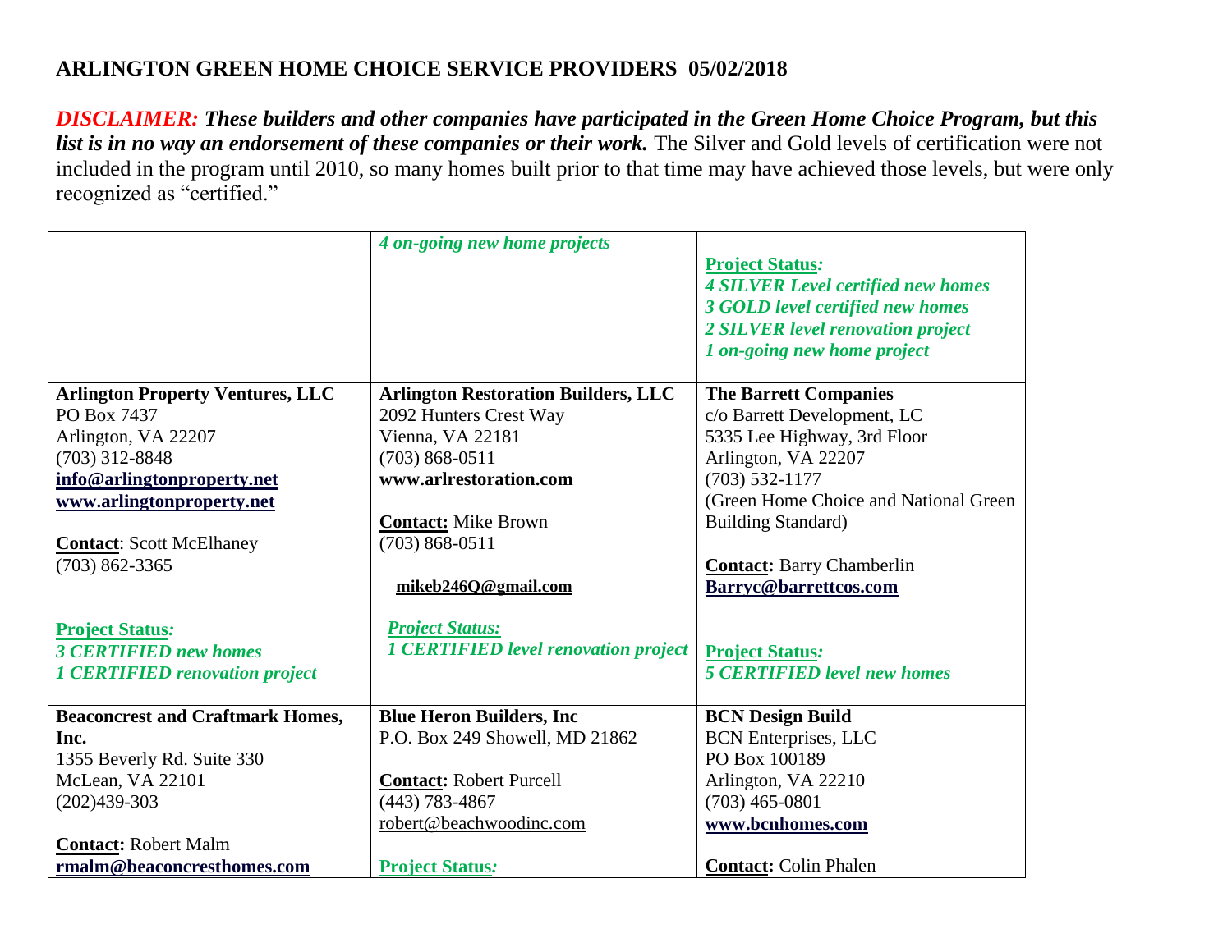## ARLINGTON GREEN HOME CHOICE SERVICE PROVIDERS 05/02/2018

***DISCLAIMER:* These builders and other companies have participated in the Green Home Choice Program, but this list is in no way an endorsement of these companies or their work.** The Silver and Gold levels of certification were not included in the program until 2010, so many homes built prior to that time may have achieved those levels, but were only recognized as "certified."

| | | |
|---|---|---|
| | ***4 on-going new home projects*** | ***Project Status:***<br>***4 SILVER Level certified new homes***<br>***3 GOLD level certified new homes***<br>***2 SILVER level renovation project***<br>***1 on-going new home project*** |
| **Arlington Property Ventures, LLC**<br>PO Box 7437<br>Arlington, VA 22207<br>(703) 312-8848<br>**info@arlingtonproperty.net**<br>**www.arlingtonproperty.net**<br><br>**Contact**: Scott McElhaney<br>(703) 862-3365<br><br>***Project Status:***<br>***3 CERTIFIED new homes***<br>***1 CERTIFIED renovation project*** | **Arlington Restoration Builders, LLC**<br>2092 Hunters Crest Way<br>Vienna, VA 22181<br>(703) 868-0511<br>**www.arlrestoration.com**<br><br>**Contact:** Mike Brown<br>(703) 868-0511<br><br>**mikeb246Q@gmail.com**<br><br>***Project Status:***<br>***1 CERTIFIED level renovation project*** | **The Barrett Companies**<br>c/o Barrett Development, LC<br>5335 Lee Highway, 3rd Floor<br>Arlington, VA 22207<br>(703) 532-1177<br>(Green Home Choice and National Green Building Standard)<br><br>**Contact:** Barry Chamberlin<br>**Barryc@barrettcos.com**<br><br>***Project Status:***<br>***5 CERTIFIED level new homes*** |
| **Beaconcrest and Craftmark Homes, Inc.**<br>1355 Beverly Rd. Suite 330<br>McLean, VA 22101<br>(202)439-303<br><br>**Contact:** Robert Malm<br>**rmalm@beaconcresthomes.com** | **Blue Heron Builders, Inc**<br>P.O. Box 249 Showell, MD 21862<br><br>**Contact:** Robert Purcell<br>(443) 783-4867<br>robert@beachwoodinc.com<br><br>***Project Status:*** | **BCN Design Build**<br>BCN Enterprises, LLC<br>PO Box 100189<br>Arlington, VA 22210<br>(703) 465-0801<br>**www.bcnhomes.com**<br><br>**Contact:** Colin Phalen |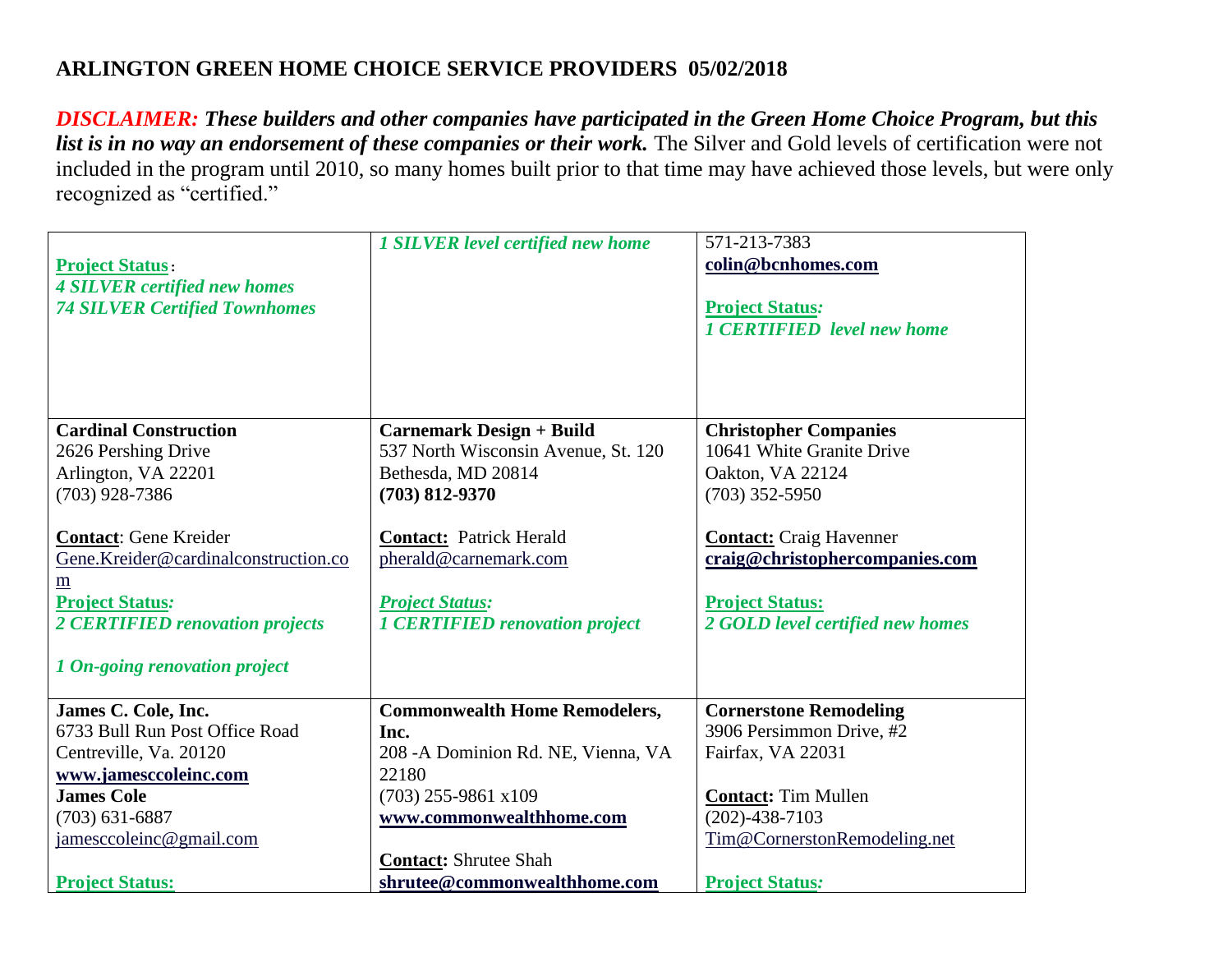## ARLINGTON GREEN HOME CHOICE SERVICE PROVIDERS 05/02/2018

***DISCLAIMER:*** ***These builders and other companies have participated in the Green Home Choice Program, but this list is in no way an endorsement of these companies or their work.*** The Silver and Gold levels of certification were not included in the program until 2010, so many homes built prior to that time may have achieved those levels, but were only recognized as "certified."

| | | |
|---|---|---|
| **Project Status**:<br>***4 SILVER certified new homes***<br>***74 SILVER Certified Townhomes*** | ***1 SILVER level certified new home*** | 571-213-7383<br>**colin@bcnhomes.com**<br><br>**Project Status:**<br>***1 CERTIFIED level new home*** |
| **Cardinal Construction**<br>2626 Pershing Drive<br>Arlington, VA 22201<br>(703) 928-7386<br><br>**Contact**: Gene Kreider<br>Gene.Kreider@cardinalconstruction.com<br>**Project Status:**<br>***2 CERTIFIED renovation projects***<br><br>***1 On-going renovation project*** | **Carnemark Design + Build**<br>537 North Wisconsin Avenue, St. 120<br>Bethesda, MD 20814<br>**(703) 812-9370**<br><br>**Contact:** Patrick Herald<br>pherald@carnemark.com<br><br>***Project Status:***<br>***1 CERTIFIED renovation project*** | **Christopher Companies**<br>10641 White Granite Drive<br>Oakton, VA 22124<br>(703) 352-5950<br><br>**Contact:** Craig Havenner<br>**craig@christophercompanies.com**<br><br>**Project Status:**<br>***2 GOLD level certified new homes*** |
| **James C. Cole, Inc.**<br>6733 Bull Run Post Office Road<br>Centreville, Va. 20120<br>**www.jamesccoleinc.com**<br>**James Cole**<br>(703) 631-6887<br>jamesccoleinc@gmail.com<br><br>**Project Status:** | **Commonwealth Home Remodelers, Inc.**<br>208 -A Dominion Rd. NE, Vienna, VA 22180<br>(703) 255-9861 x109<br>**www.commonwealthhome.com**<br><br>**Contact:** Shrutee Shah<br>**shrutee@commonwealthhome.com** | **Cornerstone Remodeling**<br>3906 Persimmon Drive, #2<br>Fairfax, VA 22031<br><br>**Contact:** Tim Mullen<br>(202)-438-7103<br>Tim@CornerstonRemodeling.net<br><br>**Project Status:** |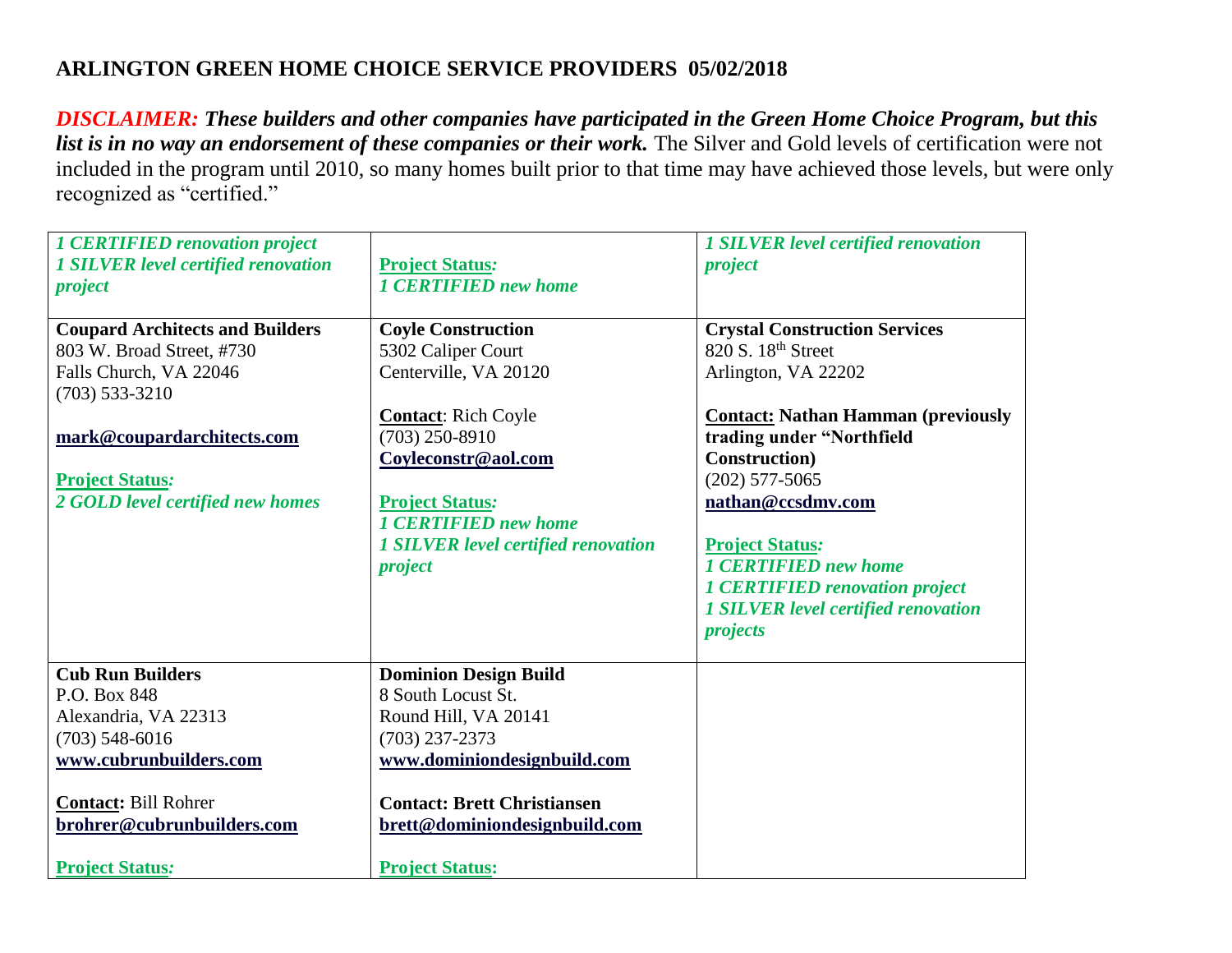# ARLINGTON GREEN HOME CHOICE SERVICE PROVIDERS 05/02/2018

***DISCLAIMER:* These builders and other companies have participated in the Green Home Choice Program, but this list is in no way an endorsement of these companies or their work.** The Silver and Gold levels of certification were not included in the program until 2010, so many homes built prior to that time may have achieved those levels, but were only recognized as "certified."

| | | |
|---|---|---|
| ***1 CERTIFIED renovation project***<br>***1 SILVER level certified renovation project*** | **Project Status:**<br>***1 CERTIFIED new home*** | ***1 SILVER level certified renovation project*** |
| **Coupard Architects and Builders**<br>803 W. Broad Street, #730<br>Falls Church, VA 22046<br>(703) 533-3210<br><br>**mark@coupardarchitects.com**<br><br>**Project Status:**<br>***2 GOLD level certified new homes*** | **Coyle Construction**<br>5302 Caliper Court<br>Centerville, VA 20120<br><br>**Contact**: Rich Coyle<br>(703) 250-8910<br>**Coyleconstr@aol.com**<br><br>**Project Status:**<br>***1 CERTIFIED new home***<br>***1 SILVER level certified renovation project*** | **Crystal Construction Services**<br>820 S. 18th Street<br>Arlington, VA 22202<br><br>**Contact: Nathan Hamman (previously trading under "Northfield Construction)**<br>(202) 577-5065<br>**nathan@ccsdmv.com**<br><br>**Project Status:**<br>***1 CERTIFIED new home***<br>***1 CERTIFIED renovation project***<br>***1 SILVER level certified renovation projects*** |
| **Cub Run Builders**<br>P.O. Box 848<br>Alexandria, VA 22313<br>(703) 548-6016<br>**www.cubrunbuilders.com**<br><br>**Contact:** Bill Rohrer<br>**brohrer@cubrunbuilders.com**<br><br>**Project Status:** | **Dominion Design Build**<br>8 South Locust St.<br>Round Hill, VA 20141<br>(703) 237-2373<br>**www.dominiondesignbuild.com**<br><br>**Contact: Brett Christiansen**<br>**brett@dominiondesignbuild.com**<br><br>**Project Status:** | |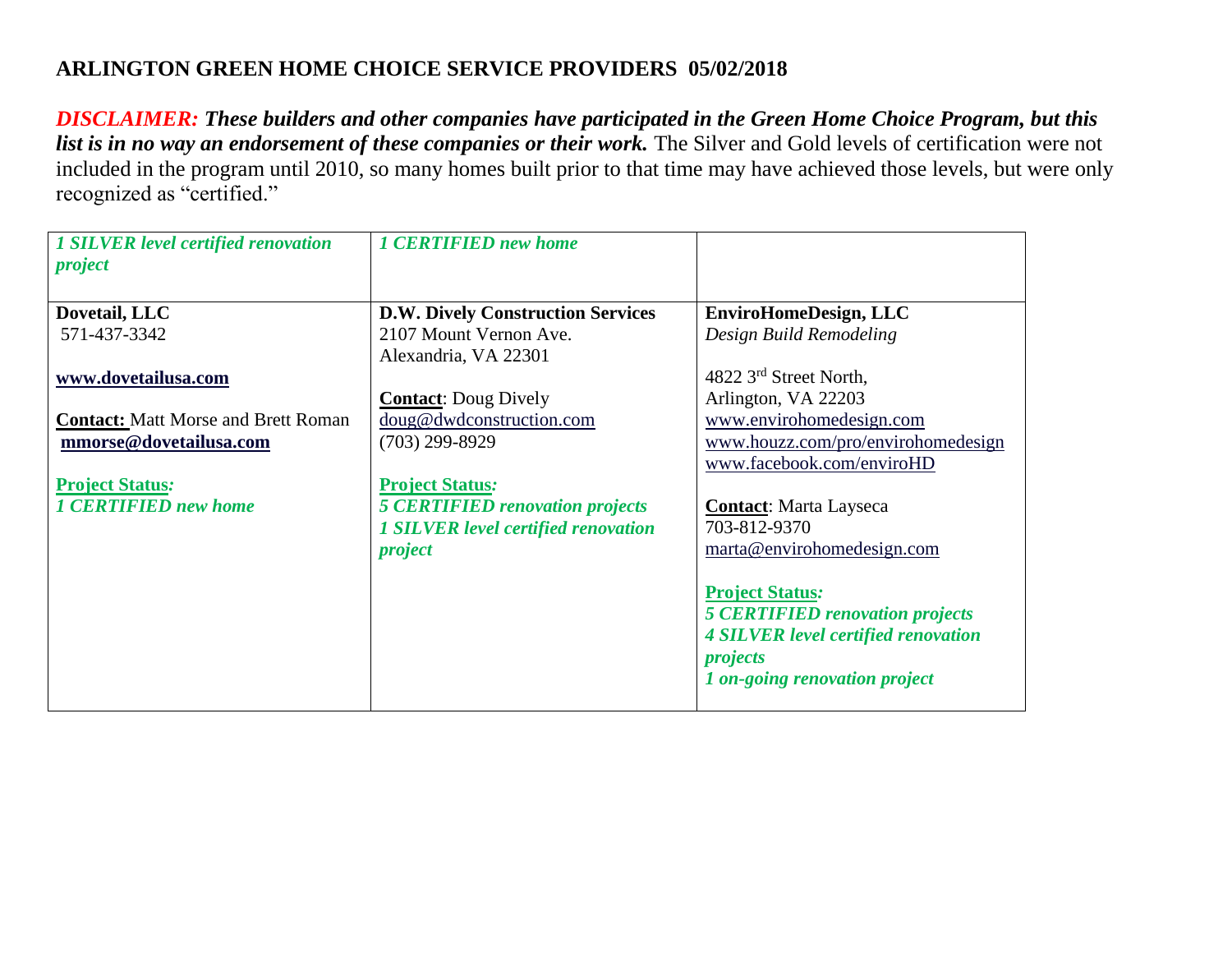## ARLINGTON GREEN HOME CHOICE SERVICE PROVIDERS 05/02/2018

***DISCLAIMER:*** ***These builders and other companies have participated in the Green Home Choice Program, but this list is in no way an endorsement of these companies or their work.*** The Silver and Gold levels of certification were not included in the program until 2010, so many homes built prior to that time may have achieved those levels, but were only recognized as "certified."

| | | |
|---|---|---|
| ***1 SILVER level certified renovation project*** | ***1 CERTIFIED new home*** | |
| **Dovetail, LLC**<br>571-437-3342<br><br>**www.dovetailusa.com**<br><br>**Contact:** Matt Morse and Brett Roman<br>**mmorse@dovetailusa.com**<br><br>***Project Status:***<br>***1 CERTIFIED new home*** | **D.W. Dively Construction Services**<br>2107 Mount Vernon Ave.<br>Alexandria, VA 22301<br><br>**Contact**: Doug Dively<br>doug@dwdconstruction.com<br>(703) 299-8929<br><br>***Project Status:***<br>***5 CERTIFIED renovation projects***<br>***1 SILVER level certified renovation project*** | **EnviroHomeDesign, LLC**<br>*Design Build Remodeling*<br><br>4822 3rd Street North,<br>Arlington, VA 22203<br>www.envirohomedesign.com<br>www.houzz.com/pro/envirohomedesign<br>www.facebook.com/enviroHD<br><br>**Contact**: Marta Layseca<br>703-812-9370<br>marta@envirohomedesign.com<br><br>***Project Status:***<br>***5 CERTIFIED renovation projects***<br>***4 SILVER level certified renovation projects***<br>***1 on-going renovation project*** |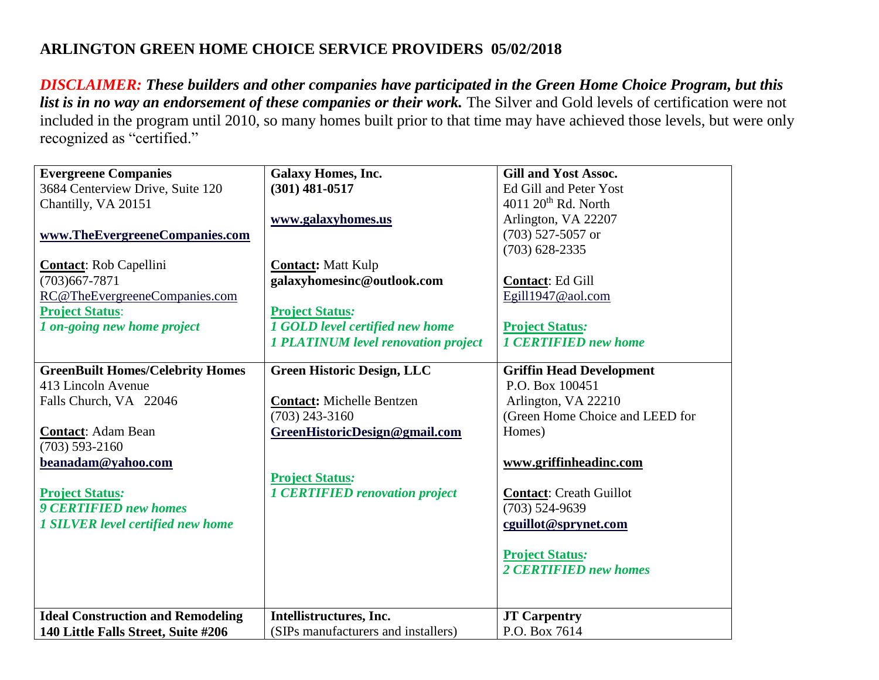**ARLINGTON GREEN HOME CHOICE SERVICE PROVIDERS 05/02/2018**

***DISCLAIMER: These builders and other companies have participated in the Green Home Choice Program, but this list is in no way an endorsement of these companies or their work.*** The Silver and Gold levels of certification were not included in the program until 2010, so many homes built prior to that time may have achieved those levels, but were only recognized as "certified."

| | | |
|---|---|---|
| **Evergreene Companies**<br>3684 Centerview Drive, Suite 120<br>Chantilly, VA 20151<br><br>**www.TheEvergreeneCompanies.com**<br><br>**Contact**: Rob Capellini<br>(703)667-7871<br>RC@TheEvergreeneCompanies.com<br>**Project Status**:<br>***1 on-going new home project*** | **Galaxy Homes, Inc.**<br>**(301) 481-0517**<br><br>**www.galaxyhomes.us**<br><br>**Contact:** Matt Kulp<br>**galaxyhomesinc@outlook.com**<br><br>**Project Status:**<br>***1 GOLD level certified new home***<br>***1 PLATINUM level renovation project*** | **Gill and Yost Assoc.**<br>Ed Gill and Peter Yost<br>4011 20th Rd. North<br>Arlington, VA 22207<br>(703) 527-5057 or<br>(703) 628-2335<br><br>**Contact**: Ed Gill<br>Egill1947@aol.com<br><br>**Project Status:**<br>***1 CERTIFIED new home*** |
| **GreenBuilt Homes/Celebrity Homes**<br>413 Lincoln Avenue<br>Falls Church, VA 22046<br><br>**Contact**: Adam Bean<br>(703) 593-2160<br>**beanadam@yahoo.com**<br><br>**Project Status:**<br>***9 CERTIFIED new homes***<br>***1 SILVER level certified new home*** | **Green Historic Design, LLC**<br><br>**Contact:** Michelle Bentzen<br>(703) 243-3160<br>**GreenHistoricDesign@gmail.com**<br><br>**Project Status:**<br>***1 CERTIFIED renovation project*** | **Griffin Head Development**<br>P.O. Box 100451<br>Arlington, VA 22210<br>(Green Home Choice and LEED for Homes)<br><br>**www.griffinheadinc.com**<br><br>**Contact**: Creath Guillot<br>(703) 524-9639<br>**cguillot@sprynet.com**<br><br>**Project Status:**<br>***2 CERTIFIED new homes*** |
| **Ideal Construction and Remodeling**<br>**140 Little Falls Street, Suite #206** | **Intellistructures, Inc.**<br>(SIPs manufacturers and installers) | **JT Carpentry**<br>P.O. Box 7614 |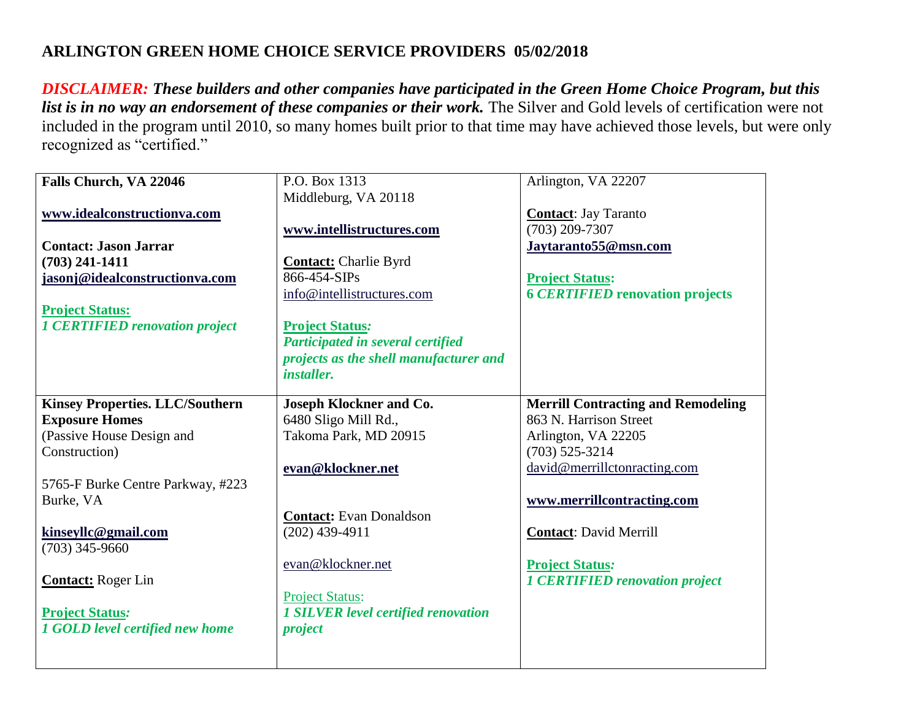## ARLINGTON GREEN HOME CHOICE SERVICE PROVIDERS 05/02/2018

***DISCLAIMER: These builders and other companies have participated in the Green Home Choice Program, but this list is in no way an endorsement of these companies or their work.*** The Silver and Gold levels of certification were not included in the program until 2010, so many homes built prior to that time may have achieved those levels, but were only recognized as "certified."

| | | |
|---|---|---|
| **Falls Church, VA 22046**<br><br>**www.idealconstructionva.com**<br><br>**Contact: Jason Jarrar**<br>**(703) 241-1411**<br>**jasonj@idealconstructionva.com**<br><br>**Project Status:**<br>***1 CERTIFIED renovation project*** | P.O. Box 1313<br>Middleburg, VA 20118<br><br>**www.intellistructures.com**<br><br>**Contact:** Charlie Byrd<br>866-454-SIPs<br>info@intellistructures.com<br><br>**Project Status*:***<br>***Participated in several certified projects as the shell manufacturer and installer.*** | Arlington, VA 22207<br><br>**Contact**: Jay Taranto<br>(703) 209-7307<br>**Jaytaranto55@msn.com**<br><br>**Project Status:**<br>**6 *CERTIFIED* renovation projects** |
| **Kinsey Properties. LLC/Southern Exposure Homes**<br>(Passive House Design and Construction)<br><br>5765-F Burke Centre Parkway, #223<br>Burke, VA<br><br>**kinseyllc@gmail.com**<br>(703) 345-9660<br><br>**Contact:** Roger Lin<br><br>**Project Status*:***<br>***1 GOLD level certified new home*** | **Joseph Klockner and Co.**<br>6480 Sligo Mill Rd.,<br>Takoma Park, MD 20915<br><br>**evan@klockner.net**<br><br>**Contact:** Evan Donaldson<br>(202) 439-4911<br><br>evan@klockner.net<br><br>Project Status:<br>***1 SILVER level certified renovation project*** | **Merrill Contracting and Remodeling**<br>863 N. Harrison Street<br>Arlington, VA 22205<br>(703) 525-3214<br>david@merrillctonracting.com<br><br>**www.merrillcontracting.com**<br><br>**Contact**: David Merrill<br><br>**Project Status*:***<br>***1 CERTIFIED renovation project*** |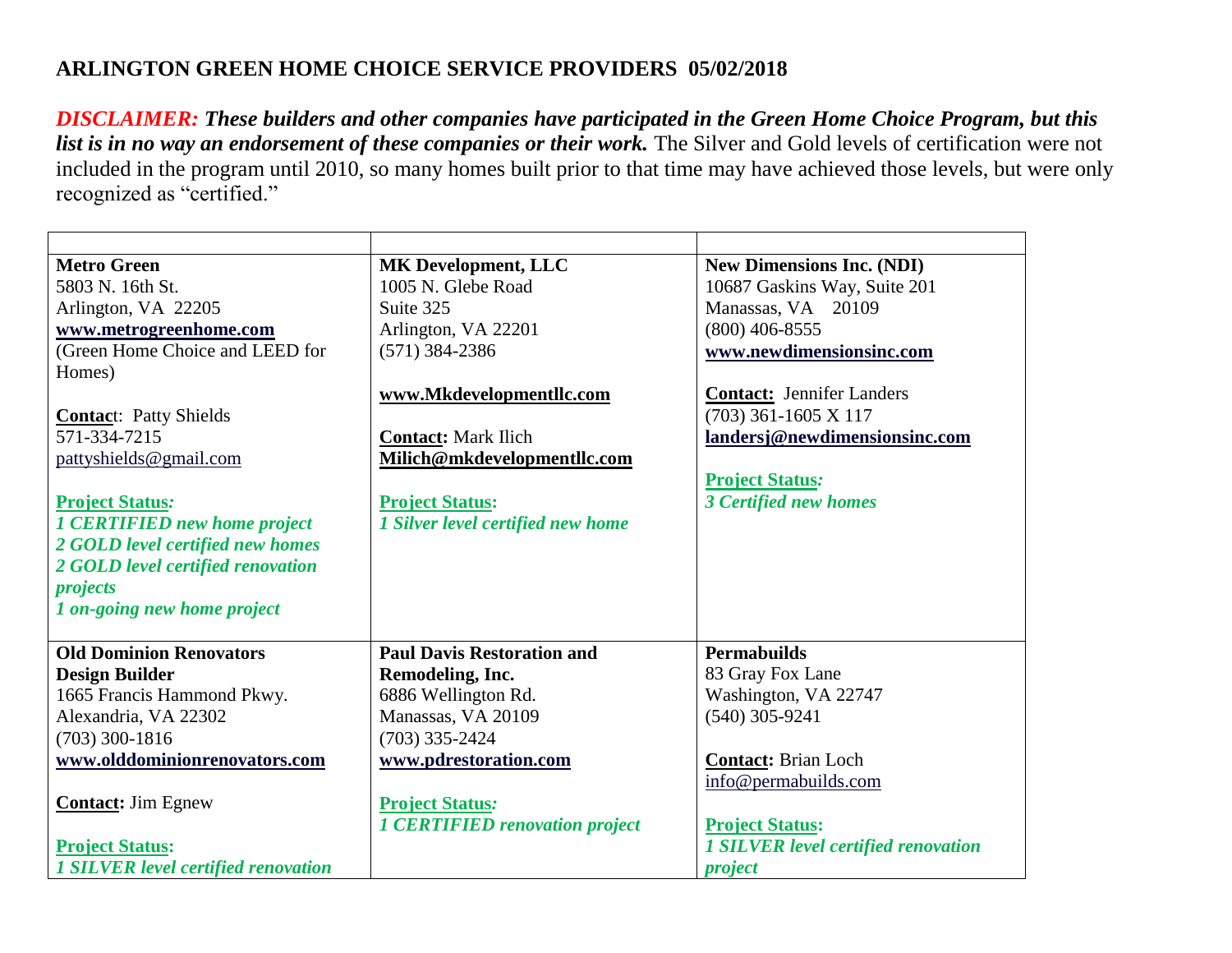## ARLINGTON GREEN HOME CHOICE SERVICE PROVIDERS 05/02/2018

***DISCLAIMER:*** ***These builders and other companies have participated in the Green Home Choice Program, but this list is in no way an endorsement of these companies or their work.*** The Silver and Gold levels of certification were not included in the program until 2010, so many homes built prior to that time may have achieved those levels, but were only recognized as "certified."

| | | |
|---|---|---|
| **Metro Green**<br>5803 N. 16th St.<br>Arlington, VA 22205<br>**www.metrogreenhome.com**<br>(Green Home Choice and LEED for Homes)<br><br>**Contac**t: Patty Shields<br>571-334-7215<br>pattyshields@gmail.com<br><br>**Project Status*****:***<br>***1 CERTIFIED new home project***<br>***2 GOLD level certified new homes***<br>***2 GOLD level certified renovation projects***<br>***1 on-going new home project*** | **MK Development, LLC**<br>1005 N. Glebe Road<br>Suite 325<br>Arlington, VA 22201<br>(571) 384-2386<br><br>**www.Mkdevelopmentllc.com**<br><br>**Contact:** Mark Ilich<br>**Milich@mkdevelopmentllc.com**<br><br>**Project Status:**<br>***1 Silver level certified new home*** | **New Dimensions Inc. (NDI)**<br>10687 Gaskins Way, Suite 201<br>Manassas, VA 20109<br>(800) 406-8555<br>**www.newdimensionsinc.com**<br><br>**Contact:** Jennifer Landers<br>(703) 361-1605 X 117<br>**landersj@newdimensionsinc.com**<br><br>**Project Status*****:***<br>***3 Certified new homes*** |
| **Old Dominion Renovators Design Builder**<br>1665 Francis Hammond Pkwy.<br>Alexandria, VA 22302<br>(703) 300-1816<br>**www.olddominionrenovators.com**<br><br>**Contact:** Jim Egnew<br><br>**Project Status:**<br>***1 SILVER level certified renovation*** | **Paul Davis Restoration and Remodeling, Inc.**<br>6886 Wellington Rd.<br>Manassas, VA 20109<br>(703) 335-2424<br>**www.pdrestoration.com**<br><br>**Project Status*****:***<br>***1 CERTIFIED renovation project*** | **Permabuilds**<br>83 Gray Fox Lane<br>Washington, VA 22747<br>(540) 305-9241<br><br>**Contact:** Brian Loch<br>info@permabuilds.com<br><br>**Project Status:**<br>***1 SILVER level certified renovation project*** |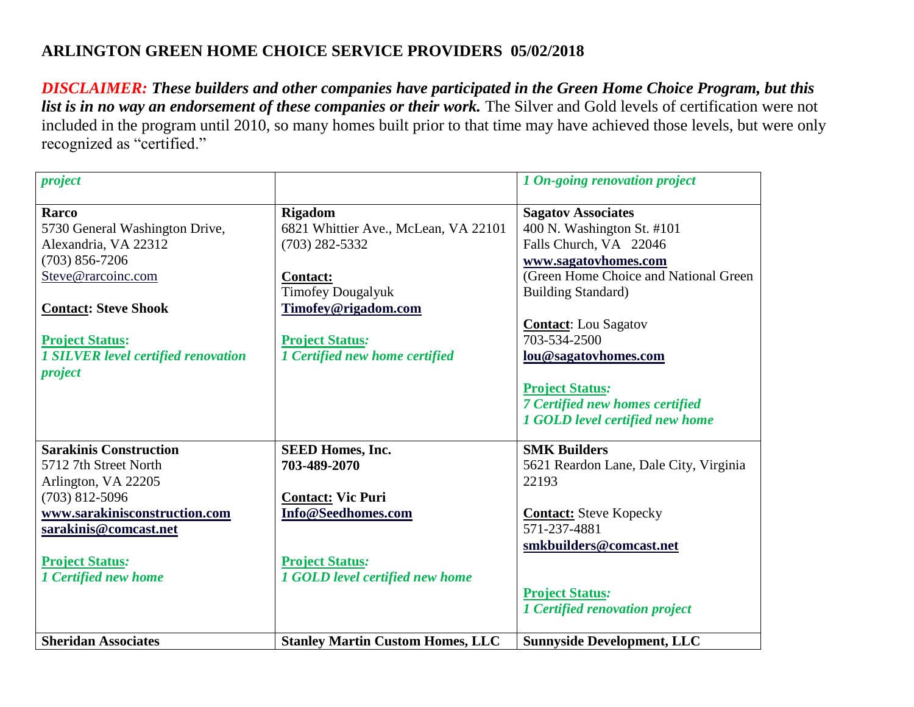## ARLINGTON GREEN HOME CHOICE SERVICE PROVIDERS 05/02/2018

***DISCLAIMER:*** ***These builders and other companies have participated in the Green Home Choice Program, but this list is in no way an endorsement of these companies or their work.*** The Silver and Gold levels of certification were not included in the program until 2010, so many homes built prior to that time may have achieved those levels, but were only recognized as "certified."

| | | |
|---|---|---|
| *project* | | ***1 On-going renovation project*** |
| **Rarco**<br>5730 General Washington Drive,<br>Alexandria, VA 22312<br>(703) 856-7206<br>Steve@rarcoinc.com<br><br>**Contact: Steve Shook**<br><br>**Project Status:**<br>***1 SILVER level certified renovation project*** | **Rigadom**<br>6821 Whittier Ave., McLean, VA 22101<br>(703) 282-5332<br><br>**Contact:**<br>Timofey Dougalyuk<br>**Timofey@rigadom.com**<br><br>**Project Status:**<br>***1 Certified new home certified*** | **Sagatov Associates**<br>400 N. Washington St. #101<br>Falls Church, VA 22046<br>**www.sagatovhomes.com**<br>(Green Home Choice and National Green Building Standard)<br><br>**Contact**: Lou Sagatov<br>703-534-2500<br>**lou@sagatovhomes.com**<br><br>**Project Status:**<br>***7 Certified new homes certified***<br>***1 GOLD level certified new home*** |
| **Sarakinis Construction**<br>5712 7th Street North<br>Arlington, VA 22205<br>(703) 812-5096<br>**www.sarakinisconstruction.com**<br>**sarakinis@comcast.net**<br><br>**Project Status:**<br>***1 Certified new home*** | **SEED Homes, Inc.**<br>**703-489-2070**<br><br>**Contact: Vic Puri**<br>**Info@Seedhomes.com**<br><br>**Project Status:**<br>***1 GOLD level certified new home*** | **SMK Builders**<br>5621 Reardon Lane, Dale City, Virginia 22193<br><br>**Contact:** Steve Kopecky<br>571-237-4881<br>**smkbuilders@comcast.net**<br><br>**Project Status:**<br>***1 Certified renovation project*** |
| **Sheridan Associates** | **Stanley Martin Custom Homes, LLC** | **Sunnyside Development, LLC** |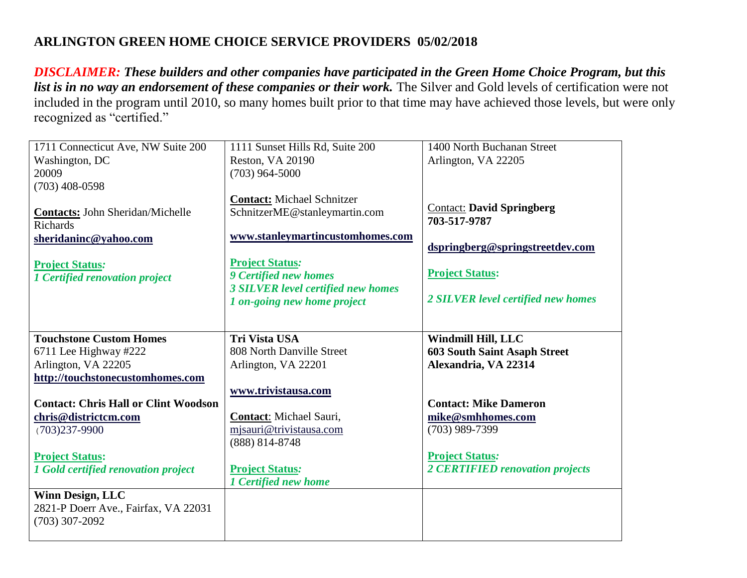## ARLINGTON GREEN HOME CHOICE SERVICE PROVIDERS 05/02/2018

***DISCLAIMER:*** ***These builders and other companies have participated in the Green Home Choice Program, but this list is in no way an endorsement of these companies or their work.*** The Silver and Gold levels of certification were not included in the program until 2010, so many homes built prior to that time may have achieved those levels, but were only recognized as "certified."

| | | |
|---|---|---|
| 1711 Connecticut Ave, NW Suite 200<br>Washington, DC<br>20009<br>(703) 408-0598<br><br>**Contacts:** John Sheridan/Michelle Richards<br>**sheridaninc@yahoo.com**<br><br>**Project Status:**<br>***1 Certified renovation project*** | 1111 Sunset Hills Rd, Suite 200<br>Reston, VA 20190<br>(703) 964-5000<br><br>**Contact:** Michael Schnitzer<br>SchnitzerME@stanleymartin.com<br><br>**www.stanleymartincustomhomes.com**<br><br>**Project Status:**<br>***9 Certified new homes***<br>***3 SILVER level certified new homes***<br>***1 on-going new home project*** | 1400 North Buchanan Street<br>Arlington, VA 22205<br><br>Contact: **David Springberg**<br>**703-517-9787**<br><br>**dspringberg@springstreetdev.com**<br><br>**Project Status:**<br><br>***2 SILVER level certified new homes*** |
| **Touchstone Custom Homes**<br>6711 Lee Highway #222<br>Arlington, VA 22205<br>**http://touchstonecustomhomes.com**<br><br>**Contact: Chris Hall or Clint Woodson**<br>**chris@districtcm.com**<br>(703)237-9900<br><br>**Project Status:**<br>***1 Gold certified renovation project*** | **Tri Vista USA**<br>808 North Danville Street<br>Arlington, VA 22201<br><br>**www.trivistausa.com**<br><br>**Contact**: Michael Sauri,<br>mjsauri@trivistausa.com<br>(888) 814-8748<br><br>**Project Status:**<br>***1 Certified new home*** | **Windmill Hill, LLC**<br>**603 South Saint Asaph Street**<br>**Alexandria, VA 22314**<br><br>**Contact: Mike Dameron**<br>**mike@smhhomes.com**<br>(703) 989-7399<br><br>**Project Status:**<br>***2 CERTIFIED renovation projects*** |
| **Winn Design, LLC**<br>2821-P Doerr Ave., Fairfax, VA 22031<br>(703) 307-2092 | | |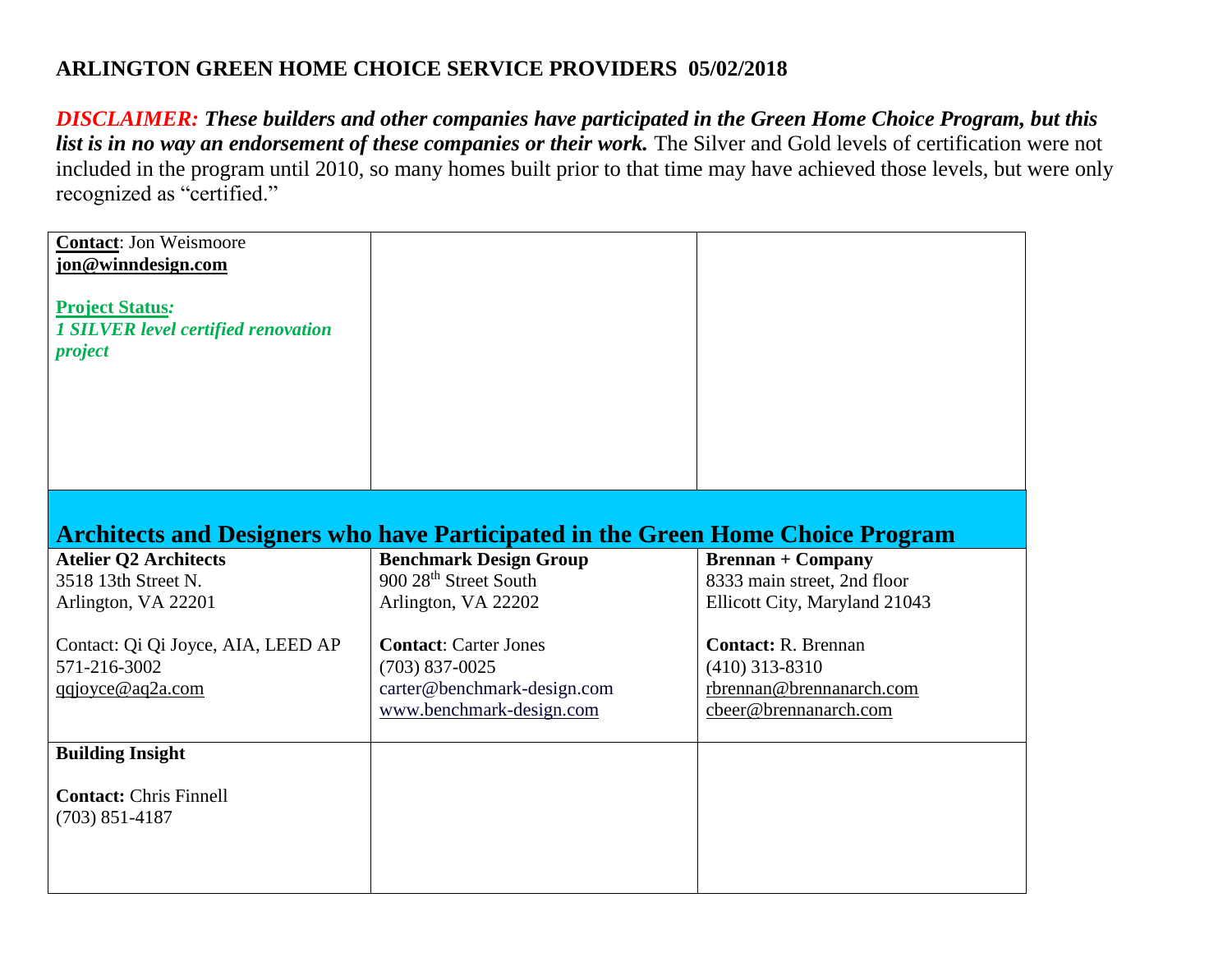## ARLINGTON GREEN HOME CHOICE SERVICE PROVIDERS 05/02/2018

***DISCLAIMER:*** ***These builders and other companies have participated in the Green Home Choice Program, but this list is in no way an endorsement of these companies or their work.*** The Silver and Gold levels of certification were not included in the program until 2010, so many homes built prior to that time may have achieved those levels, but were only recognized as "certified."

| | | |
|---|---|---|
| **Contact**: Jon Weismoore<br>**jon@winndesign.com**<br><br>**Project Status:**<br>***1 SILVER level certified renovation project*** | | |

## Architects and Designers who have Participated in the Green Home Choice Program

| | | |
|---|---|---|
| **Atelier Q2 Architects**<br>3518 13th Street N.<br>Arlington, VA 22201<br><br>Contact: Qi Qi Joyce, AIA, LEED AP<br>571-216-3002<br>qqjoyce@aq2a.com | **Benchmark Design Group**<br>900 28th Street South<br>Arlington, VA 22202<br><br>**Contact**: Carter Jones<br>(703) 837-0025<br>carter@benchmark-design.com<br>www.benchmark-design.com | **Brennan + Company**<br>8333 main street, 2nd floor<br>Ellicott City, Maryland 21043<br><br>**Contact:** R. Brennan<br>(410) 313-8310<br>rbrennan@brennanarch.com<br>cbeer@brennanarch.com |
| **Building Insight**<br><br>**Contact:** Chris Finnell<br>(703) 851-4187 | | |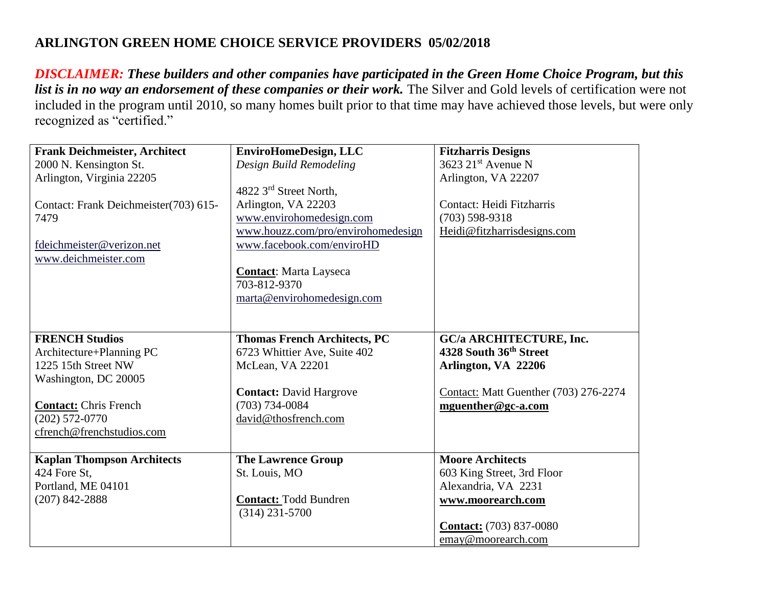**ARLINGTON GREEN HOME CHOICE SERVICE PROVIDERS 05/02/2018**

***DISCLAIMER: These builders and other companies have participated in the Green Home Choice Program, but this list is in no way an endorsement of these companies or their work.*** The Silver and Gold levels of certification were not included in the program until 2010, so many homes built prior to that time may have achieved those levels, but were only recognized as "certified."

| | | |
|---|---|---|
| **Frank Deichmeister, Architect**<br>2000 N. Kensington St.<br>Arlington, Virginia 22205<br><br>Contact: Frank Deichmeister(703) 615-7479<br><br>fdeichmeister@verizon.net<br>www.deichmeister.com | **EnviroHomeDesign, LLC**<br>*Design Build Remodeling*<br><br>4822 3rd Street North,<br>Arlington, VA 22203<br>www.envirohomedesign.com<br>www.houzz.com/pro/envirohomedesign<br>www.facebook.com/enviroHD<br><br>**Contact**: Marta Layseca<br>703-812-9370<br>marta@envirohomedesign.com | **Fitzharris Designs**<br>3623 21st Avenue N<br>Arlington, VA 22207<br><br>Contact: Heidi Fitzharris<br>(703) 598-9318<br>Heidi@fitzharrisdesigns.com |
| **FRENCH Studios**<br>Architecture+Planning PC<br>1225 15th Street NW<br>Washington, DC 20005<br><br>**Contact:** Chris French<br>(202) 572-0770<br>cfrench@frenchstudios.com | **Thomas French Architects, PC**<br>6723 Whittier Ave, Suite 402<br>McLean, VA 22201<br><br>**Contact:** David Hargrove<br>(703) 734-0084<br>david@thosfrench.com | **GC/a ARCHITECTURE, Inc.**<br>**4328 South 36th Street**<br>**Arlington, VA 22206**<br><br>Contact: Matt Guenther (703) 276-2274<br>**mguenther@gc-a.com** |
| **Kaplan Thompson Architects**<br>424 Fore St,<br>Portland, ME 04101<br>(207) 842-2888 | **The Lawrence Group**<br>St. Louis, MO<br><br>**Contact:** Todd Bundren<br>(314) 231-5700 | **Moore Architects**<br>603 King Street, 3rd Floor<br>Alexandria, VA 2231<br>**www.moorearch.com**<br><br>**Contact:** (703) 837-0080<br>emay@moorearch.com |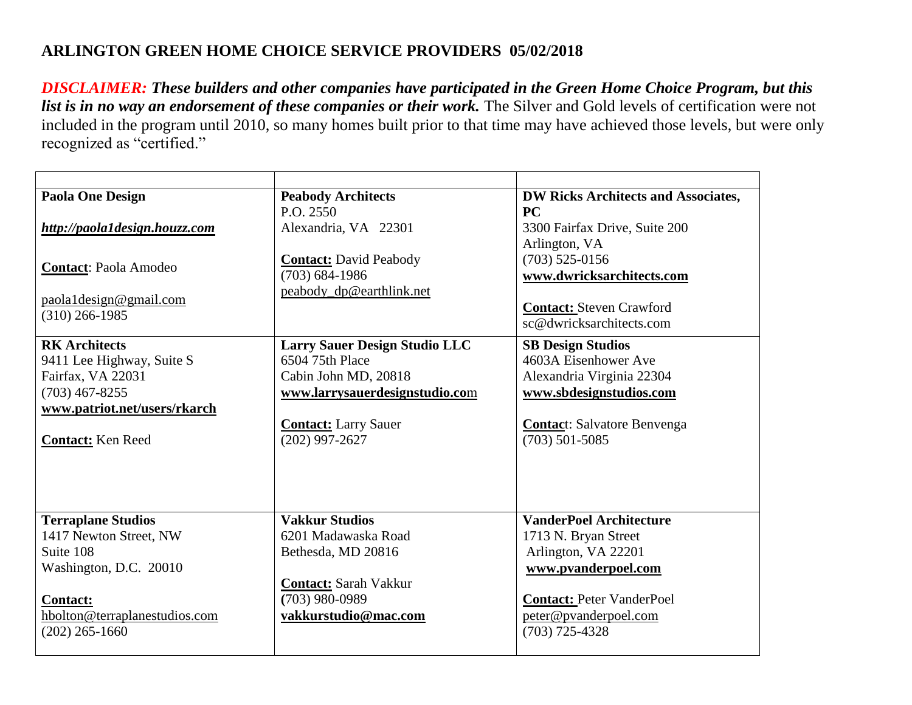**ARLINGTON GREEN HOME CHOICE SERVICE PROVIDERS 05/02/2018**

***DISCLAIMER:*** ***These builders and other companies have participated in the Green Home Choice Program, but this list is in no way an endorsement of these companies or their work.*** The Silver and Gold levels of certification were not included in the program until 2010, so many homes built prior to that time may have achieved those levels, but were only recognized as "certified."

| | | |
|---|---|---|
| **Paola One Design**<br><br>***http://paola1design.houzz.com***<br><br>**Contact**: Paola Amodeo<br><br>paola1design@gmail.com<br>(310) 266-1985 | **Peabody Architects**<br>P.O. 2550<br>Alexandria, VA 22301<br><br>**Contact:** David Peabody<br>(703) 684-1986<br>peabody_dp@earthlink.net | **DW Ricks Architects and Associates, PC**<br>3300 Fairfax Drive, Suite 200<br>Arlington, VA<br>(703) 525-0156<br>**www.dwricksarchitects.com**<br><br>**Contact:** Steven Crawford<br>sc@dwricksarchitects.com |
| **RK Architects**<br>9411 Lee Highway, Suite S<br>Fairfax, VA 22031<br>(703) 467-8255<br>**www.patriot.net/users/rkarch**<br><br>**Contact:** Ken Reed | **Larry Sauer Design Studio LLC**<br>6504 75th Place<br>Cabin John MD, 20818<br>**www.larrysauerdesignstudio.com**<br><br>**Contact:** Larry Sauer<br>(202) 997-2627 | **SB Design Studios**<br>4603A Eisenhower Ave<br>Alexandria Virginia 22304<br>**www.sbdesignstudios.com**<br><br>**Contact**: Salvatore Benvenga<br>(703) 501-5085 |
| **Terraplane Studios**<br>1417 Newton Street, NW<br>Suite 108<br>Washington, D.C. 20010<br><br>**Contact:**<br>hbolton@terraplanestudios.com<br>(202) 265-1660 | **Vakkur Studios**<br>6201 Madawaska Road<br>Bethesda, MD 20816<br><br>**Contact:** Sarah Vakkur<br>(703) 980-0989<br>**vakkurstudio@mac.com** | **VanderPoel Architecture**<br>1713 N. Bryan Street<br>Arlington, VA 22201<br>**www.pvanderpoel.com**<br><br>**Contact:** Peter VanderPoel<br>peter@pvanderpoel.com<br>(703) 725-4328 |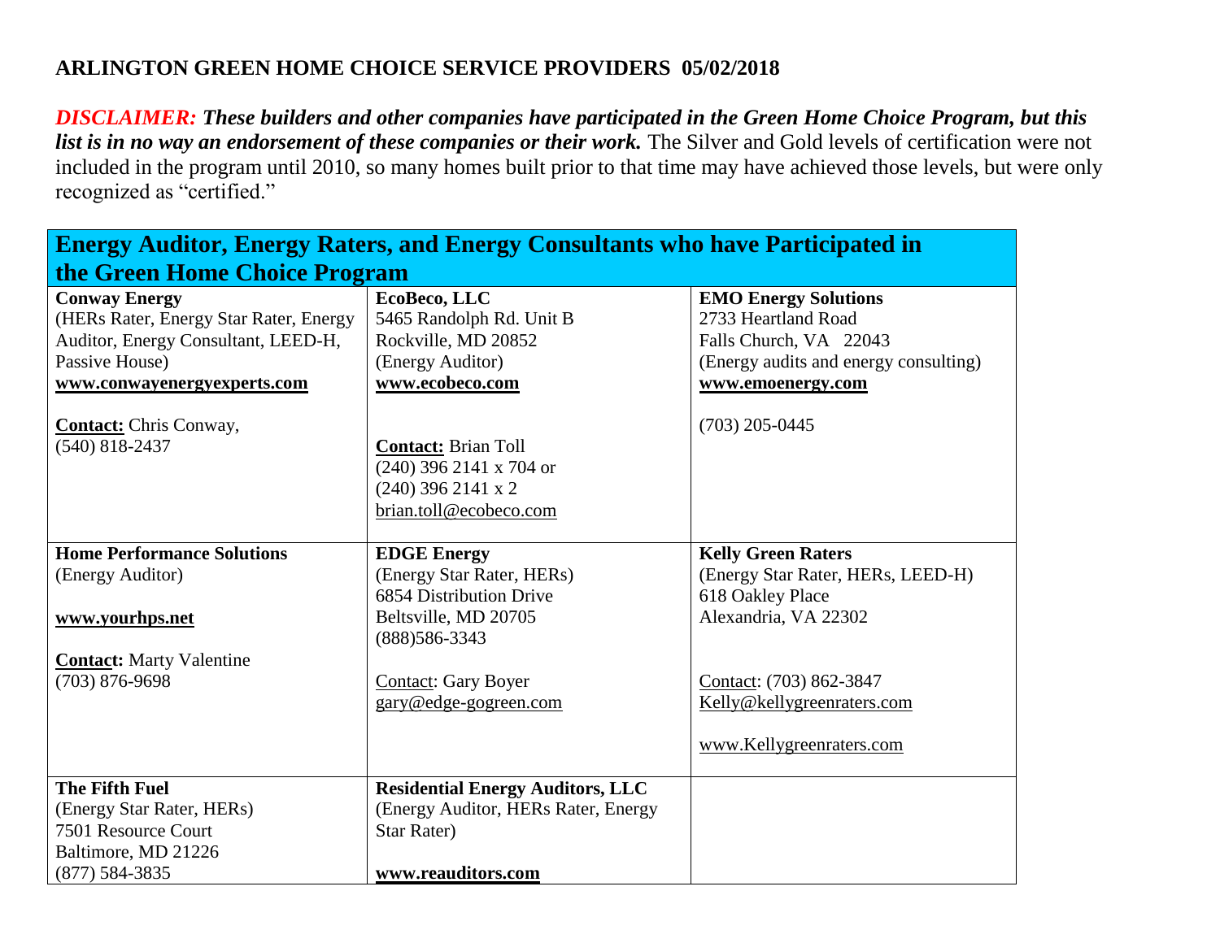## ARLINGTON GREEN HOME CHOICE SERVICE PROVIDERS 05/02/2018

***DISCLAIMER:*** ***These builders and other companies have participated in the Green Home Choice Program, but this list is in no way an endorsement of these companies or their work.*** The Silver and Gold levels of certification were not included in the program until 2010, so many homes built prior to that time may have achieved those levels, but were only recognized as "certified."

| Energy Auditor, Energy Raters, and Energy Consultants who have Participated in the Green Home Choice Program | | |
|---|---|---|
| **Conway Energy**<br>(HERs Rater, Energy Star Rater, Energy Auditor, Energy Consultant, LEED-H, Passive House)<br>**www.conwayenergyexperts.com**<br><br>**Contact:** Chris Conway,<br>(540) 818-2437 | **EcoBeco, LLC**<br>5465 Randolph Rd. Unit B<br>Rockville, MD 20852<br>(Energy Auditor)<br>**www.ecobeco.com**<br><br>**Contact:** Brian Toll<br>(240) 396 2141 x 704 or<br>(240) 396 2141 x 2<br>brian.toll@ecobeco.com | **EMO Energy Solutions**<br>2733 Heartland Road<br>Falls Church, VA 22043<br>(Energy audits and energy consulting)<br>**www.emoenergy.com**<br><br>(703) 205-0445 |
| **Home Performance Solutions**<br>(Energy Auditor)<br><br>**www.yourhps.net**<br><br>**Contact:** Marty Valentine<br>(703) 876-9698 | **EDGE Energy**<br>(Energy Star Rater, HERs)<br>6854 Distribution Drive<br>Beltsville, MD 20705<br>(888)586-3343<br><br>Contact: Gary Boyer<br>gary@edge-gogreen.com | **Kelly Green Raters**<br>(Energy Star Rater, HERs, LEED-H)<br>618 Oakley Place<br>Alexandria, VA 22302<br><br>Contact: (703) 862-3847<br>Kelly@kellygreenraters.com<br><br>www.Kellygreenraters.com |
| **The Fifth Fuel**<br>(Energy Star Rater, HERs)<br>7501 Resource Court<br>Baltimore, MD 21226<br>(877) 584-3835 | **Residential Energy Auditors, LLC**<br>(Energy Auditor, HERs Rater, Energy Star Rater)<br><br>**www.reauditors.com** | |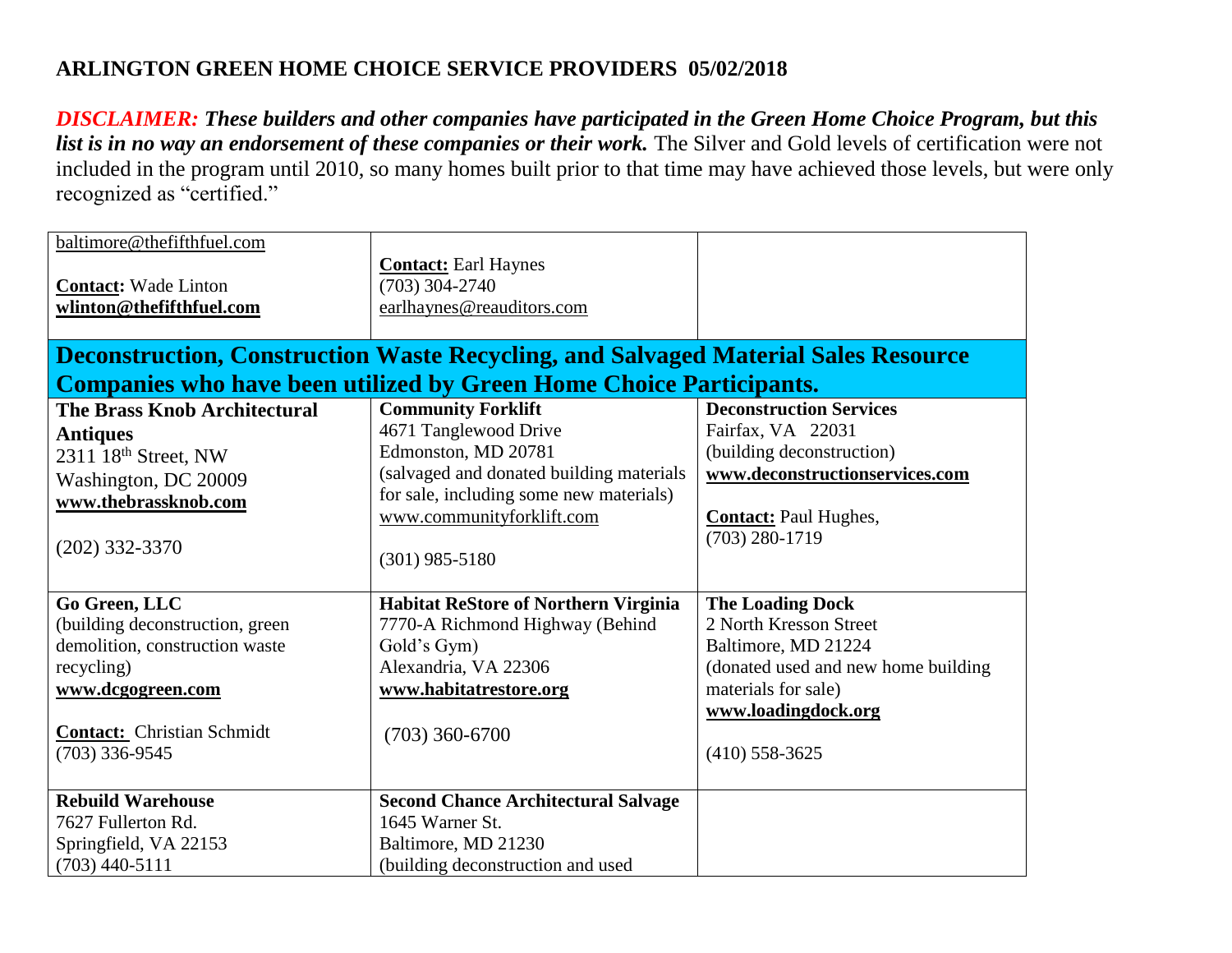## ARLINGTON GREEN HOME CHOICE SERVICE PROVIDERS 05/02/2018

***DISCLAIMER: These builders and other companies have participated in the Green Home Choice Program, but this list is in no way an endorsement of these companies or their work.*** The Silver and Gold levels of certification were not included in the program until 2010, so many homes built prior to that time may have achieved those levels, but were only recognized as "certified."

| | | |
|---|---|---|
| baltimore@thefifthfuel.com<br><br>**Contact:** Wade Linton<br>**wlinton@thefifthfuel.com** | **Contact:** Earl Haynes<br>(703) 304-2740<br>earlhaynes@reauditors.com | |
| **Deconstruction, Construction Waste Recycling, and Salvaged Material Sales Resource Companies who have been utilized by Green Home Choice Participants.** | | |
| **The Brass Knob Architectural Antiques**<br>2311 18th Street, NW<br>Washington, DC 20009<br>**www.thebrassknob.com**<br><br>(202) 332-3370 | **Community Forklift**<br>4671 Tanglewood Drive<br>Edmonston, MD 20781<br>(salvaged and donated building materials for sale, including some new materials)<br>www.communityforklift.com<br><br>(301) 985-5180 | **Deconstruction Services**<br>Fairfax, VA 22031<br>(building deconstruction)<br>**www.deconstructionservices.com**<br><br>**Contact:** Paul Hughes,<br>(703) 280-1719 |
| **Go Green, LLC**<br>(building deconstruction, green demolition, construction waste recycling)<br>**www.dcgogreen.com**<br><br>**Contact:** Christian Schmidt<br>(703) 336-9545 | **Habitat ReStore of Northern Virginia**<br>7770-A Richmond Highway (Behind Gold's Gym)<br>Alexandria, VA 22306<br>**www.habitatrestore.org**<br><br>(703) 360-6700 | **The Loading Dock**<br>2 North Kresson Street<br>Baltimore, MD 21224<br>(donated used and new home building materials for sale)<br>**www.loadingdock.org**<br><br>(410) 558-3625 |
| **Rebuild Warehouse**<br>7627 Fullerton Rd.<br>Springfield, VA 22153<br>(703) 440-5111 | **Second Chance Architectural Salvage**<br>1645 Warner St.<br>Baltimore, MD 21230<br>(building deconstruction and used | |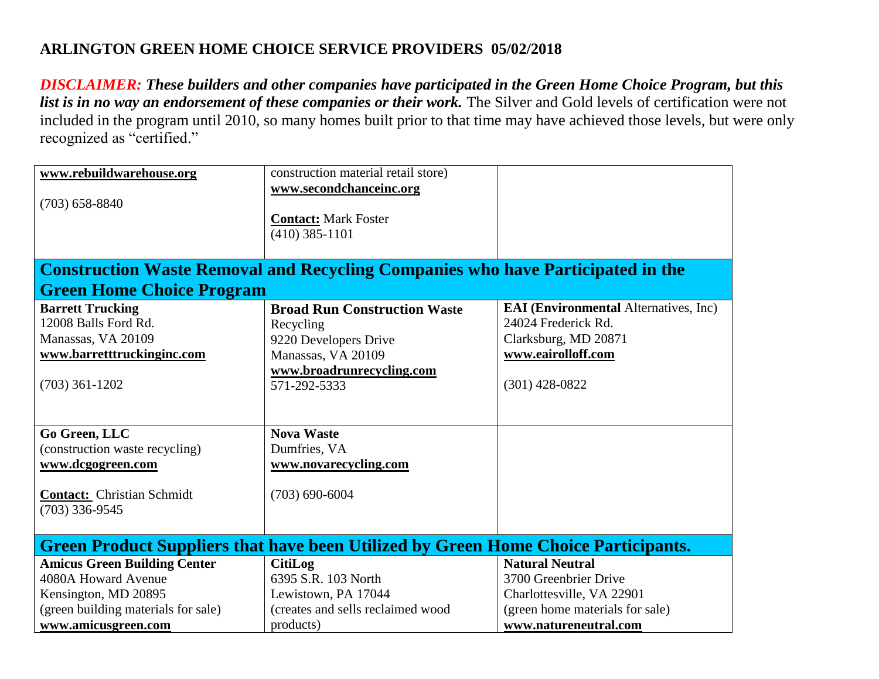## ARLINGTON GREEN HOME CHOICE SERVICE PROVIDERS 05/02/2018

***DISCLAIMER:*** ***These builders and other companies have participated in the Green Home Choice Program, but this list is in no way an endorsement of these companies or their work.*** The Silver and Gold levels of certification were not included in the program until 2010, so many homes built prior to that time may have achieved those levels, but were only recognized as "certified."

| | | |
|---|---|---|
| **www.rebuildwarehouse.org**<br><br>(703) 658-8840 | construction material retail store)<br>**www.secondchanceinc.org**<br><br>**Contact:** Mark Foster<br>(410) 385-1101 | |
| **Construction Waste Removal and Recycling Companies who have Participated in the Green Home Choice Program** | | |
| **Barrett Trucking**<br>12008 Balls Ford Rd.<br>Manassas, VA 20109<br>**www.barretttruckinginc.com**<br><br>(703) 361-1202 | **Broad Run Construction Waste** Recycling<br>9220 Developers Drive<br>Manassas, VA 20109<br>**www.broadrunrecycling.com**<br>571-292-5333 | **EAI (Environmental** Alternatives, Inc)<br>24024 Frederick Rd.<br>Clarksburg, MD 20871<br>**www.eairolloff.com**<br><br>(301) 428-0822 |
| **Go Green, LLC**<br>(construction waste recycling)<br>**www.dcgogreen.com**<br><br>**Contact:** Christian Schmidt<br>(703) 336-9545 | **Nova Waste**<br>Dumfries, VA<br>**www.novarecycling.com**<br><br>(703) 690-6004 | |
| **Green Product Suppliers that have been Utilized by Green Home Choice Participants.** | | |
| **Amicus Green Building Center**<br>4080A Howard Avenue<br>Kensington, MD 20895<br>(green building materials for sale)<br>**www.amicusgreen.com** | **CitiLog**<br>6395 S.R. 103 North<br>Lewistown, PA 17044<br>(creates and sells reclaimed wood products) | **Natural Neutral**<br>3700 Greenbrier Drive<br>Charlottesville, VA 22901<br>(green home materials for sale)<br>**www.natureneutral.com** |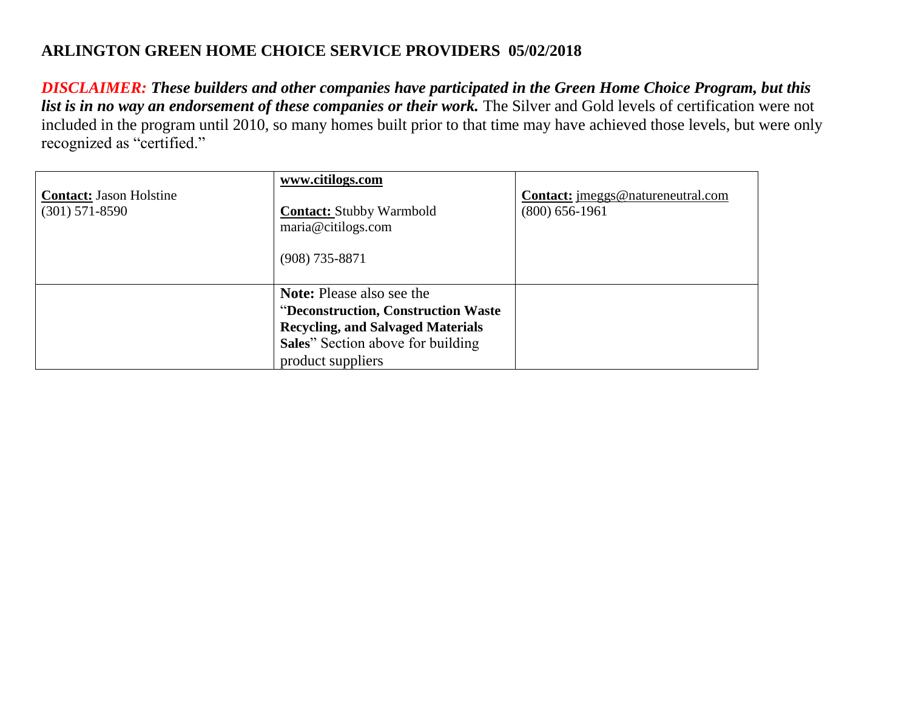**ARLINGTON GREEN HOME CHOICE SERVICE PROVIDERS 05/02/2018**

***DISCLAIMER:* *These builders and other companies have participated in the Green Home Choice Program, but this list is in no way an endorsement of these companies or their work.*** The Silver and Gold levels of certification were not included in the program until 2010, so many homes built prior to that time may have achieved those levels, but were only recognized as "certified."

| | | |
|---|---|---|
| **Contact:** Jason Holstine<br>(301) 571-8590 | **www.citilogs.com**<br><br>**Contact:** Stubby Warmbold<br>maria@citilogs.com<br><br>(908) 735-8871 | **Contact:** jmeggs@natureneutral.com<br>(800) 656-1961 |
| | **Note:** Please also see the "**Deconstruction, Construction Waste Recycling, and Salvaged Materials Sales**" Section above for building product suppliers | |